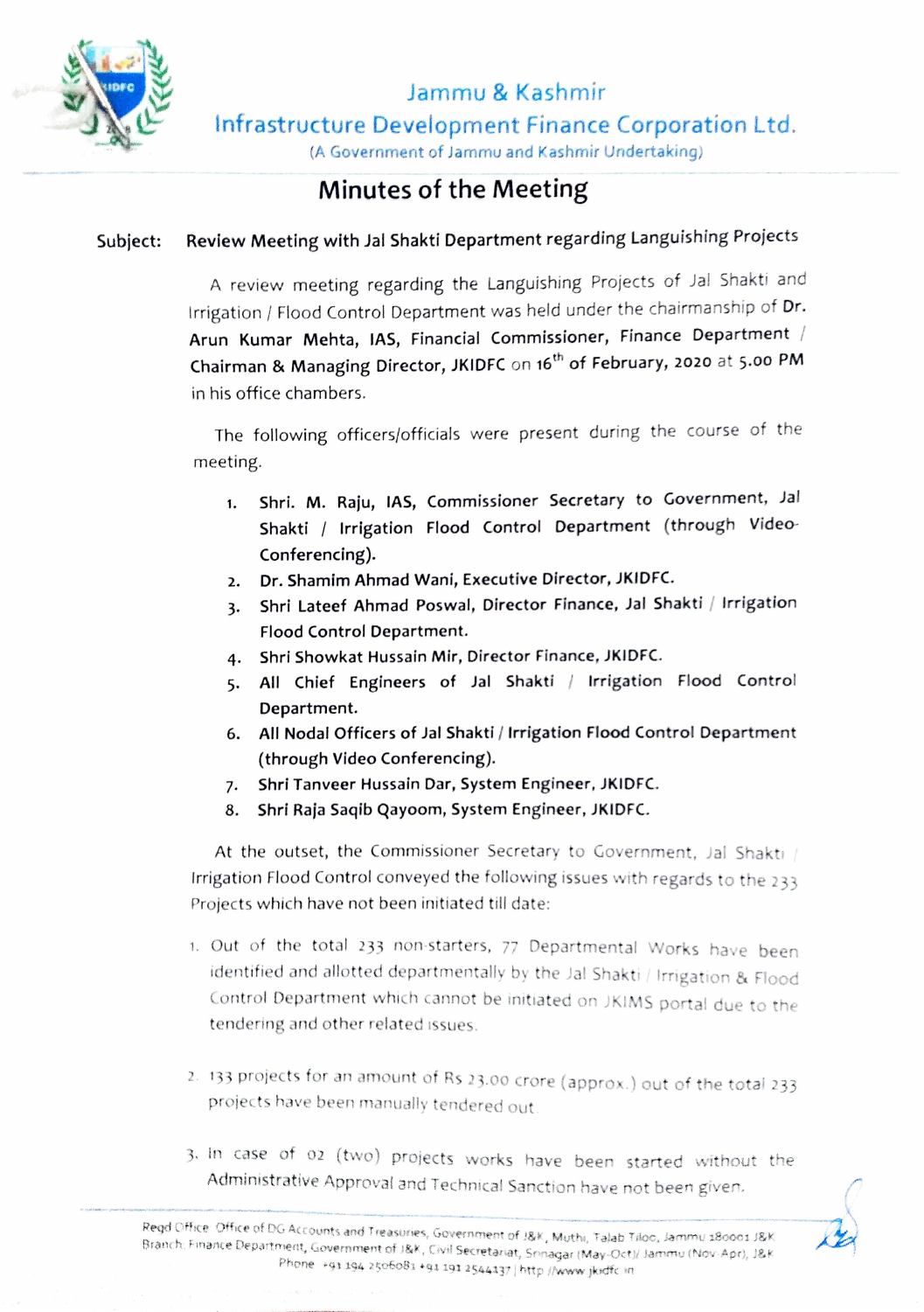# Jammu & Kashmir Infrastructure Development Finance Corporation Ltd.

(A Government of Jammu and Kashmir Undertaking)

## Minutes of the Meeting

**Subject: Review Meeting with Jal Shakti Department regarding Languishing Projects**

A review meeting regarding the Languishing Projects of Jal Shakti and Irrigation / Flood Control Department was held under the chairmanship of **Dr. Arun Kumar Mehta, IAS, Financial Commissioner, Finance Department / Chairman & Managing Director, JKIDFC** on **16th of February, 2020** at **5.00 PM** in his office chambers.

The following officers/officials were present during the course of the meeting.

1. **Shri. M. Raju, IAS, Commissioner Secretary to Government, Jal Shakti / Irrigation Flood Control Department (through Video-Conferencing).**
2. **Dr. Shamim Ahmad Wani, Executive Director, JKIDFC.**
3. **Shri Lateef Ahmad Poswal, Director Finance, Jal Shakti / Irrigation Flood Control Department.**
4. **Shri Showkat Hussain Mir, Director Finance, JKIDFC.**
5. **All Chief Engineers of Jal Shakti / Irrigation Flood Control Department.**
6. **All Nodal Officers of Jal Shakti / Irrigation Flood Control Department (through Video Conferencing).**
7. **Shri Tanveer Hussain Dar, System Engineer, JKIDFC.**
8. **Shri Raja Saqib Qayoom, System Engineer, JKIDFC.**

At the outset, the Commissioner Secretary to Government, Jal Shakti / Irrigation Flood Control conveyed the following issues with regards to the 233 Projects which have not been initiated till date:

1. Out of the total 233 non-starters, 77 Departmental Works have been identified and allotted departmentally by the Jal Shakti / Irrigation & Flood Control Department which cannot be initiated on JKIMS portal due to the tendering and other related issues.

2. 133 projects for an amount of Rs 23.00 crore (approx.) out of the total 233 projects have been manually tendered out.

3. In case of 02 (two) projects works have been started without the Administrative Approval and Technical Sanction have not been given.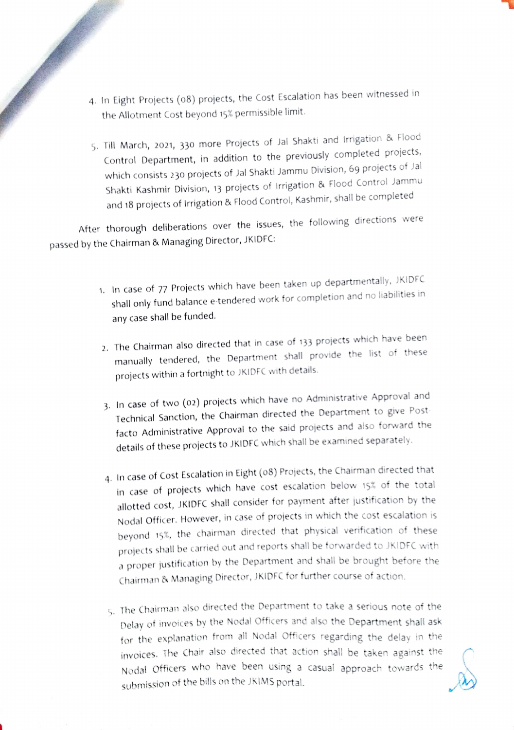4. In Eight Projects (08) projects, the Cost Escalation has been witnessed in the Allotment Cost beyond 15% permissible limit.

5. Till March, 2021, 330 more Projects of Jal Shakti and Irrigation & Flood Control Department, in addition to the previously completed projects, which consists 230 projects of Jal Shakti Jammu Division, 69 projects of Jal Shakti Kashmir Division, 13 projects of Irrigation & Flood Control Jammu and 18 projects of Irrigation & Flood Control, Kashmir, shall be completed

After thorough deliberations over the issues, the following directions were passed by the Chairman & Managing Director, JKIDFC:

1. In case of 77 Projects which have been taken up departmentally, JKIDFC shall only fund balance e-tendered work for completion and no liabilities in any case shall be funded.

2. The Chairman also directed that in case of 133 projects which have been manually tendered, the Department shall provide the list of these projects within a fortnight to JKIDFC with details.

3. In case of two (02) projects which have no Administrative Approval and Technical Sanction, the Chairman directed the Department to give Post-facto Administrative Approval to the said projects and also forward the details of these projects to JKIDFC which shall be examined separately.

4. In case of Cost Escalation in Eight (08) Projects, the Chairman directed that in case of projects which have cost escalation below 15% of the total allotted cost, JKIDFC shall consider for payment after justification by the Nodal Officer. However, in case of projects in which the cost escalation is beyond 15%, the chairman directed that physical verification of these projects shall be carried out and reports shall be forwarded to JKIDFC with a proper justification by the Department and shall be brought before the Chairman & Managing Director, JKIDFC for further course of action.

5. The Chairman also directed the Department to take a serious note of the Delay of invoices by the Nodal Officers and also the Department shall ask for the explanation from all Nodal Officers regarding the delay in the invoices. The Chair also directed that action shall be taken against the Nodal Officers who have been using a casual approach towards the submission of the bills on the JKIMS portal.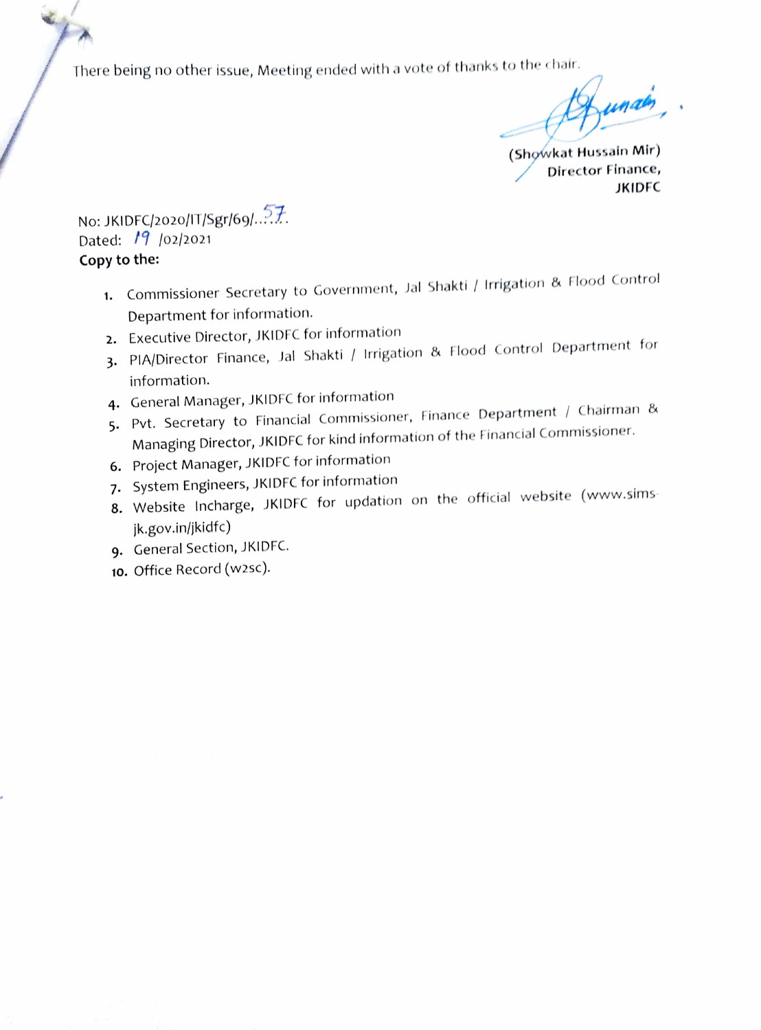There being no other issue, Meeting ended with a vote of thanks to the chair.

(Showkat Hussain Mir)
Director Finance,
JKIDFC

No: JKIDFC/2020/IT/Sgr/69/...57.
Dated: 19 /02/2021

**Copy to the:**

1. Commissioner Secretary to Government, Jal Shakti / Irrigation & Flood Control Department for information.
2. Executive Director, JKIDFC for information
3. PIA/Director Finance, Jal Shakti / Irrigation & Flood Control Department for information.
4. General Manager, JKIDFC for information
5. Pvt. Secretary to Financial Commissioner, Finance Department / Chairman & Managing Director, JKIDFC for kind information of the Financial Commissioner.
6. Project Manager, JKIDFC for information
7. System Engineers, JKIDFC for information
8. Website Incharge, JKIDFC for updation on the official website (www.sims-jk.gov.in/jkidfc)
9. General Section, JKIDFC.
10. Office Record (w2sc).